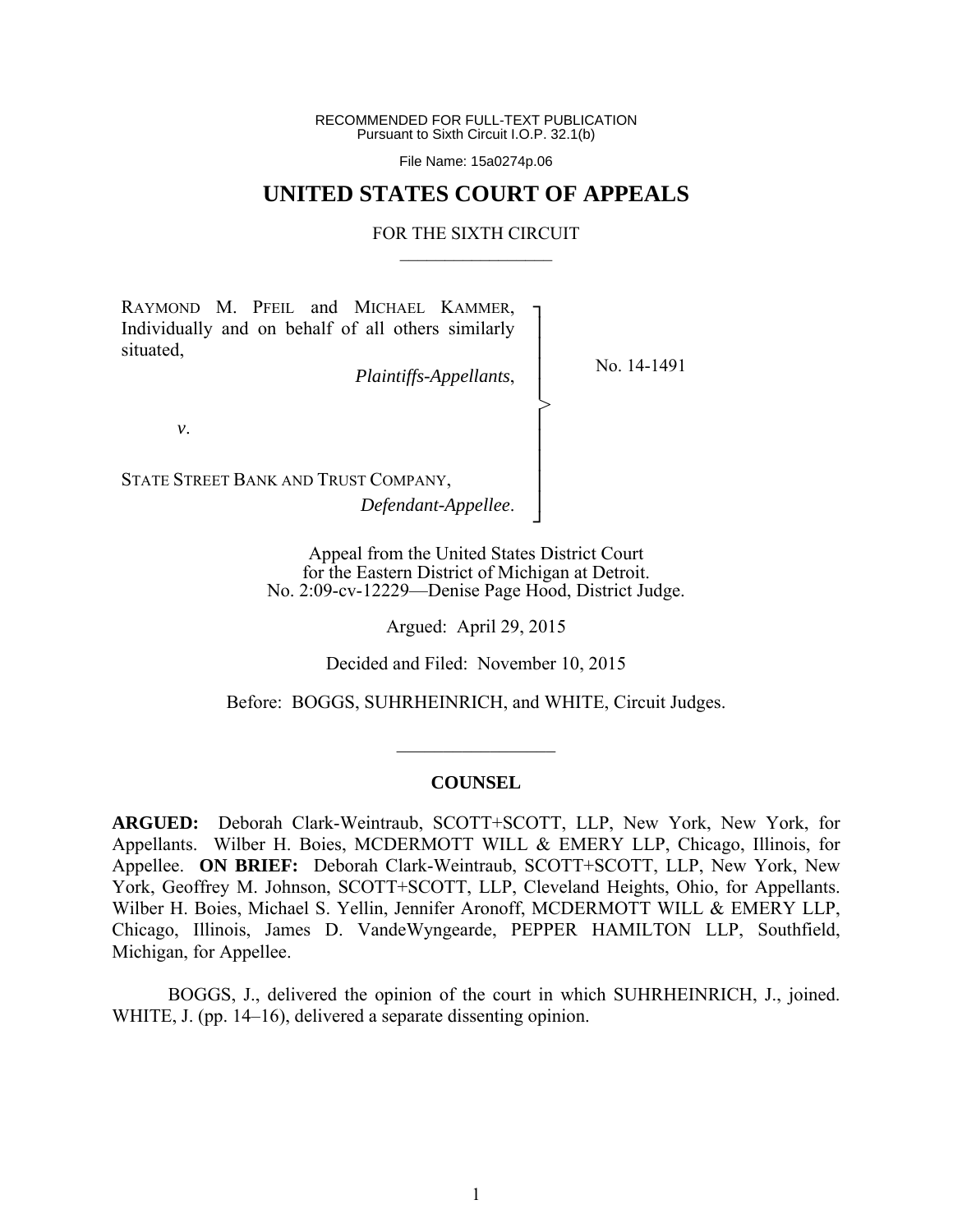RECOMMENDED FOR FULL-TEXT PUBLICATION
Pursuant to Sixth Circuit I.O.P. 32.1(b)

File Name: 15a0274p.06

# UNITED STATES COURT OF APPEALS

FOR THE SIXTH CIRCUIT

---

RAYMOND M. PFEIL and MICHAEL KAMMER, Individually and on behalf of all others similarly situated,

*Plaintiffs-Appellants*,

*v*.

STATE STREET BANK AND TRUST COMPANY,

*Defendant-Appellee*.

No. 14-1491

Appeal from the United States District Court for the Eastern District of Michigan at Detroit.
No. 2:09-cv-12229—Denise Page Hood, District Judge.

Argued: April 29, 2015

Decided and Filed: November 10, 2015

Before: BOGGS, SUHRHEINRICH, and WHITE, Circuit Judges.

---

## COUNSEL

**ARGUED:** Deborah Clark-Weintraub, SCOTT+SCOTT, LLP, New York, New York, for Appellants. Wilber H. Boies, MCDERMOTT WILL & EMERY LLP, Chicago, Illinois, for Appellee. **ON BRIEF:** Deborah Clark-Weintraub, SCOTT+SCOTT, LLP, New York, New York, Geoffrey M. Johnson, SCOTT+SCOTT, LLP, Cleveland Heights, Ohio, for Appellants. Wilber H. Boies, Michael S. Yellin, Jennifer Aronoff, MCDERMOTT WILL & EMERY LLP, Chicago, Illinois, James D. VandeWyngearde, PEPPER HAMILTON LLP, Southfield, Michigan, for Appellee.

BOGGS, J., delivered the opinion of the court in which SUHRHEINRICH, J., joined. WHITE, J. (pp. 14–16), delivered a separate dissenting opinion.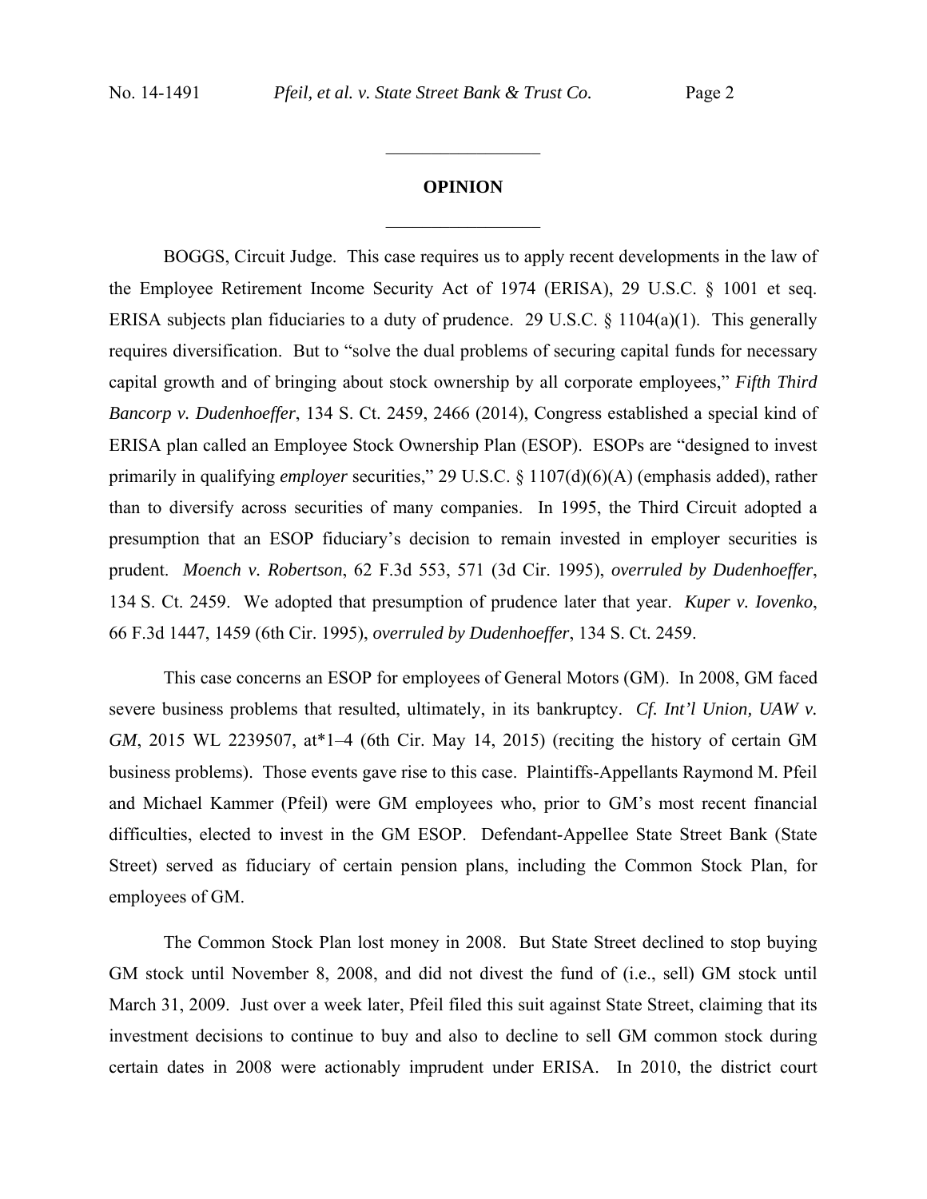# OPINION

BOGGS, Circuit Judge. This case requires us to apply recent developments in the law of the Employee Retirement Income Security Act of 1974 (ERISA), 29 U.S.C. § 1001 et seq. ERISA subjects plan fiduciaries to a duty of prudence. 29 U.S.C. § 1104(a)(1). This generally requires diversification. But to "solve the dual problems of securing capital funds for necessary capital growth and of bringing about stock ownership by all corporate employees," *Fifth Third Bancorp v. Dudenhoeffer*, 134 S. Ct. 2459, 2466 (2014), Congress established a special kind of ERISA plan called an Employee Stock Ownership Plan (ESOP). ESOPs are "designed to invest primarily in qualifying *employer* securities," 29 U.S.C. § 1107(d)(6)(A) (emphasis added), rather than to diversify across securities of many companies. In 1995, the Third Circuit adopted a presumption that an ESOP fiduciary's decision to remain invested in employer securities is prudent. *Moench v. Robertson*, 62 F.3d 553, 571 (3d Cir. 1995), *overruled by Dudenhoeffer*, 134 S. Ct. 2459. We adopted that presumption of prudence later that year. *Kuper v. Iovenko*, 66 F.3d 1447, 1459 (6th Cir. 1995), *overruled by Dudenhoeffer*, 134 S. Ct. 2459.

This case concerns an ESOP for employees of General Motors (GM). In 2008, GM faced severe business problems that resulted, ultimately, in its bankruptcy. *Cf. Int'l Union, UAW v. GM*, 2015 WL 2239507, at*1–4 (6th Cir. May 14, 2015) (reciting the history of certain GM business problems). Those events gave rise to this case. Plaintiffs-Appellants Raymond M. Pfeil and Michael Kammer (Pfeil) were GM employees who, prior to GM's most recent financial difficulties, elected to invest in the GM ESOP. Defendant-Appellee State Street Bank (State Street) served as fiduciary of certain pension plans, including the Common Stock Plan, for employees of GM.

The Common Stock Plan lost money in 2008. But State Street declined to stop buying GM stock until November 8, 2008, and did not divest the fund of (i.e., sell) GM stock until March 31, 2009. Just over a week later, Pfeil filed this suit against State Street, claiming that its investment decisions to continue to buy and also to decline to sell GM common stock during certain dates in 2008 were actionably imprudent under ERISA. In 2010, the district court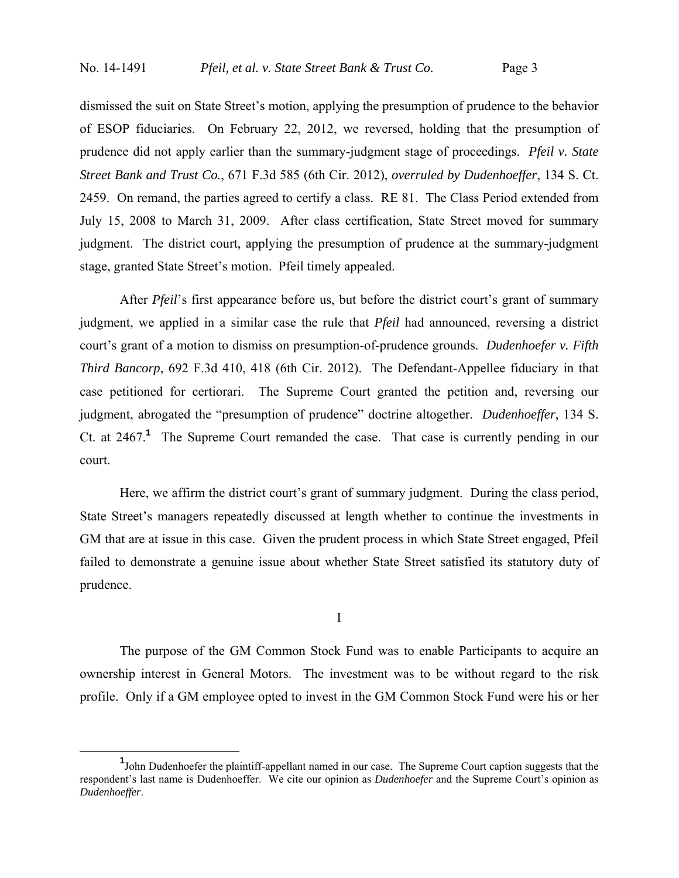dismissed the suit on State Street's motion, applying the presumption of prudence to the behavior of ESOP fiduciaries. On February 22, 2012, we reversed, holding that the presumption of prudence did not apply earlier than the summary-judgment stage of proceedings. *Pfeil v. State Street Bank and Trust Co.*, 671 F.3d 585 (6th Cir. 2012), *overruled by Dudenhoeffer*, 134 S. Ct. 2459. On remand, the parties agreed to certify a class. RE 81. The Class Period extended from July 15, 2008 to March 31, 2009. After class certification, State Street moved for summary judgment. The district court, applying the presumption of prudence at the summary-judgment stage, granted State Street's motion. Pfeil timely appealed.

After *Pfeil*'s first appearance before us, but before the district court's grant of summary judgment, we applied in a similar case the rule that *Pfeil* had announced, reversing a district court's grant of a motion to dismiss on presumption-of-prudence grounds. *Dudenhoefer v. Fifth Third Bancorp*, 692 F.3d 410, 418 (6th Cir. 2012). The Defendant-Appellee fiduciary in that case petitioned for certiorari. The Supreme Court granted the petition and, reversing our judgment, abrogated the "presumption of prudence" doctrine altogether. *Dudenhoeffer*, 134 S. Ct. at 2467.[1] The Supreme Court remanded the case. That case is currently pending in our court.

Here, we affirm the district court's grant of summary judgment. During the class period, State Street's managers repeatedly discussed at length whether to continue the investments in GM that are at issue in this case. Given the prudent process in which State Street engaged, Pfeil failed to demonstrate a genuine issue about whether State Street satisfied its statutory duty of prudence.

I

The purpose of the GM Common Stock Fund was to enable Participants to acquire an ownership interest in General Motors. The investment was to be without regard to the risk profile. Only if a GM employee opted to invest in the GM Common Stock Fund were his or her

[1] John Dudenhoefer the plaintiff-appellant named in our case. The Supreme Court caption suggests that the respondent's last name is Dudenhoeffer. We cite our opinion as *Dudenhoefer* and the Supreme Court's opinion as *Dudenhoeffer*.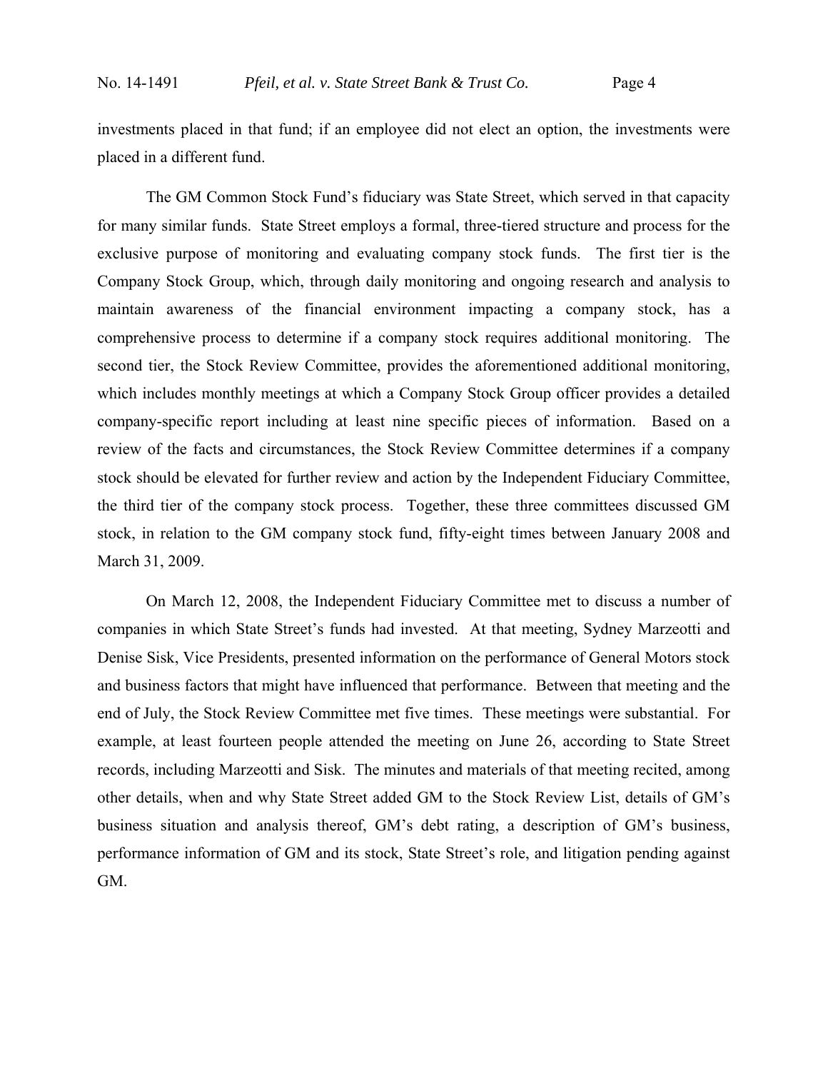investments placed in that fund; if an employee did not elect an option, the investments were placed in a different fund.

The GM Common Stock Fund's fiduciary was State Street, which served in that capacity for many similar funds. State Street employs a formal, three-tiered structure and process for the exclusive purpose of monitoring and evaluating company stock funds. The first tier is the Company Stock Group, which, through daily monitoring and ongoing research and analysis to maintain awareness of the financial environment impacting a company stock, has a comprehensive process to determine if a company stock requires additional monitoring. The second tier, the Stock Review Committee, provides the aforementioned additional monitoring, which includes monthly meetings at which a Company Stock Group officer provides a detailed company-specific report including at least nine specific pieces of information. Based on a review of the facts and circumstances, the Stock Review Committee determines if a company stock should be elevated for further review and action by the Independent Fiduciary Committee, the third tier of the company stock process. Together, these three committees discussed GM stock, in relation to the GM company stock fund, fifty-eight times between January 2008 and March 31, 2009.

On March 12, 2008, the Independent Fiduciary Committee met to discuss a number of companies in which State Street's funds had invested. At that meeting, Sydney Marzeotti and Denise Sisk, Vice Presidents, presented information on the performance of General Motors stock and business factors that might have influenced that performance. Between that meeting and the end of July, the Stock Review Committee met five times. These meetings were substantial. For example, at least fourteen people attended the meeting on June 26, according to State Street records, including Marzeotti and Sisk. The minutes and materials of that meeting recited, among other details, when and why State Street added GM to the Stock Review List, details of GM's business situation and analysis thereof, GM's debt rating, a description of GM's business, performance information of GM and its stock, State Street's role, and litigation pending against GM.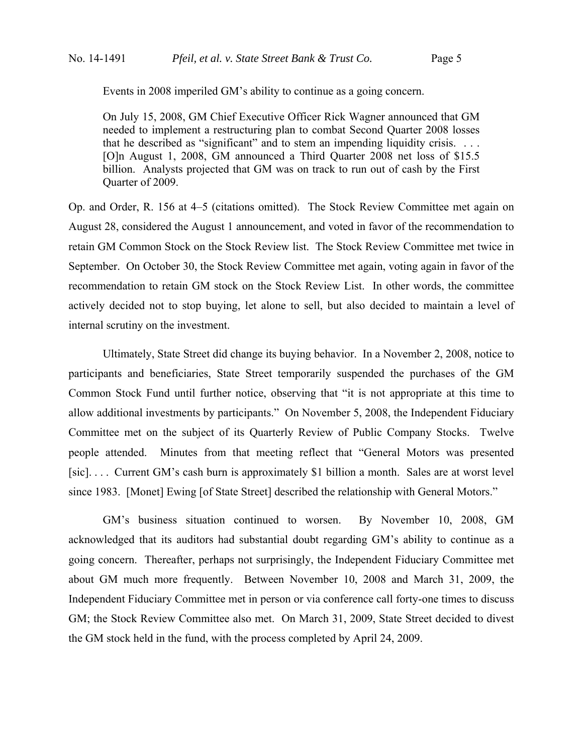Events in 2008 imperiled GM's ability to continue as a going concern.

> On July 15, 2008, GM Chief Executive Officer Rick Wagner announced that GM needed to implement a restructuring plan to combat Second Quarter 2008 losses that he described as "significant" and to stem an impending liquidity crisis. . . . [O]n August 1, 2008, GM announced a Third Quarter 2008 net loss of $15.5 billion. Analysts projected that GM was on track to run out of cash by the First Quarter of 2009.

Op. and Order, R. 156 at 4–5 (citations omitted). The Stock Review Committee met again on August 28, considered the August 1 announcement, and voted in favor of the recommendation to retain GM Common Stock on the Stock Review list. The Stock Review Committee met twice in September. On October 30, the Stock Review Committee met again, voting again in favor of the recommendation to retain GM stock on the Stock Review List. In other words, the committee actively decided not to stop buying, let alone to sell, but also decided to maintain a level of internal scrutiny on the investment.

Ultimately, State Street did change its buying behavior. In a November 2, 2008, notice to participants and beneficiaries, State Street temporarily suspended the purchases of the GM Common Stock Fund until further notice, observing that "it is not appropriate at this time to allow additional investments by participants." On November 5, 2008, the Independent Fiduciary Committee met on the subject of its Quarterly Review of Public Company Stocks. Twelve people attended. Minutes from that meeting reflect that "General Motors was presented [sic]. . . . Current GM's cash burn is approximately $1 billion a month. Sales are at worst level since 1983. [Monet] Ewing [of State Street] described the relationship with General Motors."

GM's business situation continued to worsen. By November 10, 2008, GM acknowledged that its auditors had substantial doubt regarding GM's ability to continue as a going concern. Thereafter, perhaps not surprisingly, the Independent Fiduciary Committee met about GM much more frequently. Between November 10, 2008 and March 31, 2009, the Independent Fiduciary Committee met in person or via conference call forty-one times to discuss GM; the Stock Review Committee also met. On March 31, 2009, State Street decided to divest the GM stock held in the fund, with the process completed by April 24, 2009.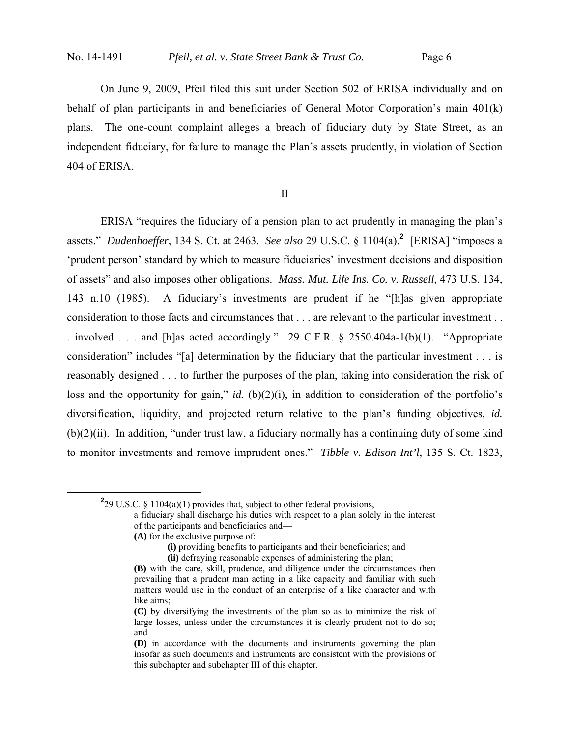On June 9, 2009, Pfeil filed this suit under Section 502 of ERISA individually and on behalf of plan participants in and beneficiaries of General Motor Corporation's main 401(k) plans. The one-count complaint alleges a breach of fiduciary duty by State Street, as an independent fiduciary, for failure to manage the Plan's assets prudently, in violation of Section 404 of ERISA.

## II

ERISA "requires the fiduciary of a pension plan to act prudently in managing the plan's assets." *Dudenhoeffer*, 134 S. Ct. at 2463. *See also* 29 U.S.C. § 1104(a).[2] [ERISA] "imposes a 'prudent person' standard by which to measure fiduciaries' investment decisions and disposition of assets" and also imposes other obligations. *Mass. Mut. Life Ins. Co. v. Russell*, 473 U.S. 134, 143 n.10 (1985). A fiduciary's investments are prudent if he "[h]as given appropriate consideration to those facts and circumstances that . . . are relevant to the particular investment . . . involved . . . and [h]as acted accordingly." 29 C.F.R. § 2550.404a-1(b)(1). "Appropriate consideration" includes "[a] determination by the fiduciary that the particular investment . . . is reasonably designed . . . to further the purposes of the plan, taking into consideration the risk of loss and the opportunity for gain," *id.* (b)(2)(i), in addition to consideration of the portfolio's diversification, liquidity, and projected return relative to the plan's funding objectives, *id.* (b)(2)(ii). In addition, "under trust law, a fiduciary normally has a continuing duty of some kind to monitor investments and remove imprudent ones." *Tibble v. Edison Int'l*, 135 S. Ct. 1823,

---

[2] 29 U.S.C. § 1104(a)(1) provides that, subject to other federal provisions,

> a fiduciary shall discharge his duties with respect to a plan solely in the interest of the participants and beneficiaries and—
>
> **(A)** for the exclusive purpose of:
>
> > **(i)** providing benefits to participants and their beneficiaries; and
> >
> > **(ii)** defraying reasonable expenses of administering the plan;
>
> **(B)** with the care, skill, prudence, and diligence under the circumstances then prevailing that a prudent man acting in a like capacity and familiar with such matters would use in the conduct of an enterprise of a like character and with like aims;
>
> **(C)** by diversifying the investments of the plan so as to minimize the risk of large losses, unless under the circumstances it is clearly prudent not to do so; and
>
> **(D)** in accordance with the documents and instruments governing the plan insofar as such documents and instruments are consistent with the provisions of this subchapter and subchapter III of this chapter.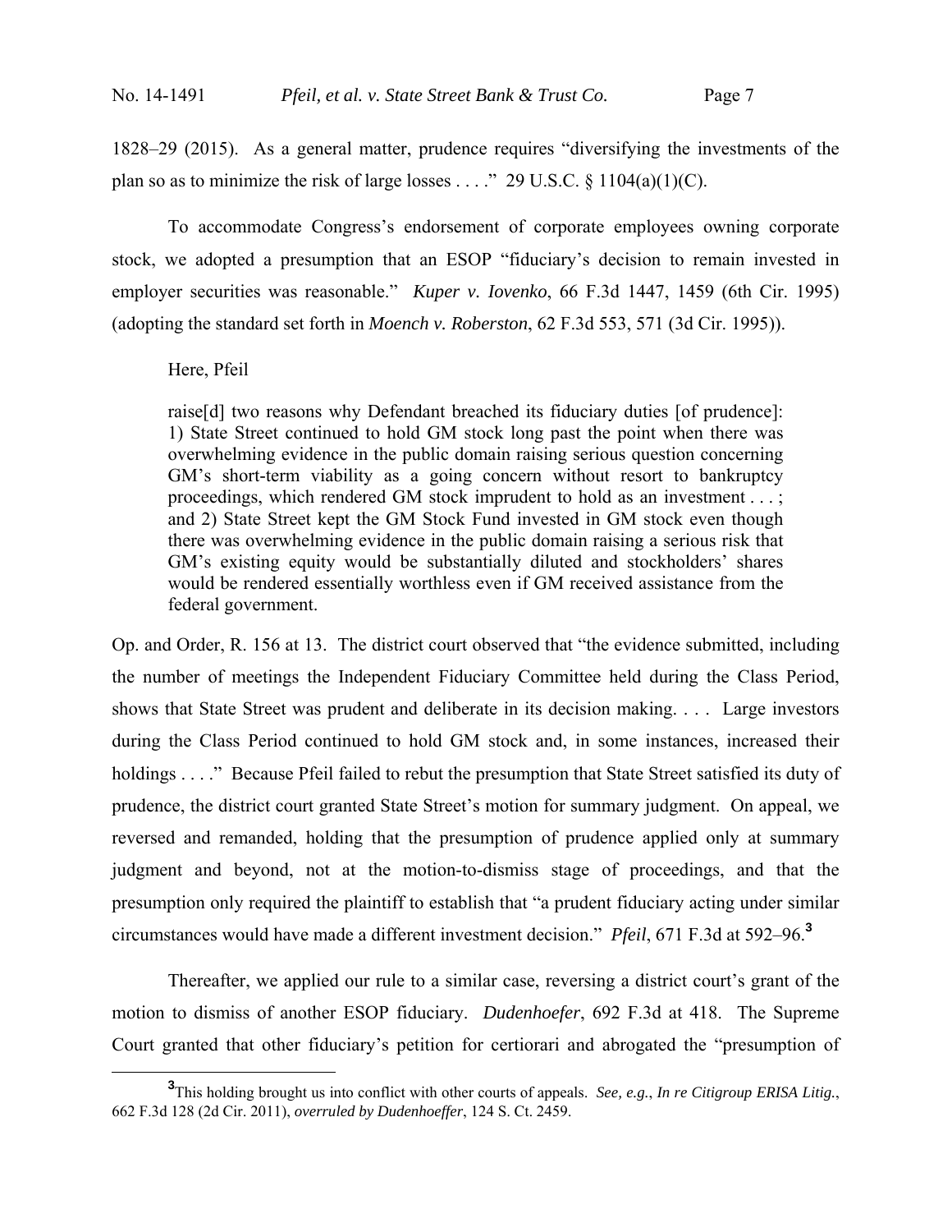1828–29 (2015). As a general matter, prudence requires "diversifying the investments of the plan so as to minimize the risk of large losses . . . ." 29 U.S.C. § 1104(a)(1)(C).

To accommodate Congress's endorsement of corporate employees owning corporate stock, we adopted a presumption that an ESOP "fiduciary's decision to remain invested in employer securities was reasonable." *Kuper v. Iovenko*, 66 F.3d 1447, 1459 (6th Cir. 1995) (adopting the standard set forth in *Moench v. Roberston*, 62 F.3d 553, 571 (3d Cir. 1995)).

Here, Pfeil

> raise[d] two reasons why Defendant breached its fiduciary duties [of prudence]: 1) State Street continued to hold GM stock long past the point when there was overwhelming evidence in the public domain raising serious question concerning GM's short-term viability as a going concern without resort to bankruptcy proceedings, which rendered GM stock imprudent to hold as an investment . . . ; and 2) State Street kept the GM Stock Fund invested in GM stock even though there was overwhelming evidence in the public domain raising a serious risk that GM's existing equity would be substantially diluted and stockholders' shares would be rendered essentially worthless even if GM received assistance from the federal government.

Op. and Order, R. 156 at 13. The district court observed that "the evidence submitted, including the number of meetings the Independent Fiduciary Committee held during the Class Period, shows that State Street was prudent and deliberate in its decision making. . . . Large investors during the Class Period continued to hold GM stock and, in some instances, increased their holdings . . . ." Because Pfeil failed to rebut the presumption that State Street satisfied its duty of prudence, the district court granted State Street's motion for summary judgment. On appeal, we reversed and remanded, holding that the presumption of prudence applied only at summary judgment and beyond, not at the motion-to-dismiss stage of proceedings, and that the presumption only required the plaintiff to establish that "a prudent fiduciary acting under similar circumstances would have made a different investment decision." *Pfeil*, 671 F.3d at 592–96.[3]

Thereafter, we applied our rule to a similar case, reversing a district court's grant of the motion to dismiss of another ESOP fiduciary. *Dudenhoefer*, 692 F.3d at 418. The Supreme Court granted that other fiduciary's petition for certiorari and abrogated the "presumption of

[3] This holding brought us into conflict with other courts of appeals. *See, e.g.*, *In re Citigroup ERISA Litig.*, 662 F.3d 128 (2d Cir. 2011), *overruled by Dudenhoeffer*, 124 S. Ct. 2459.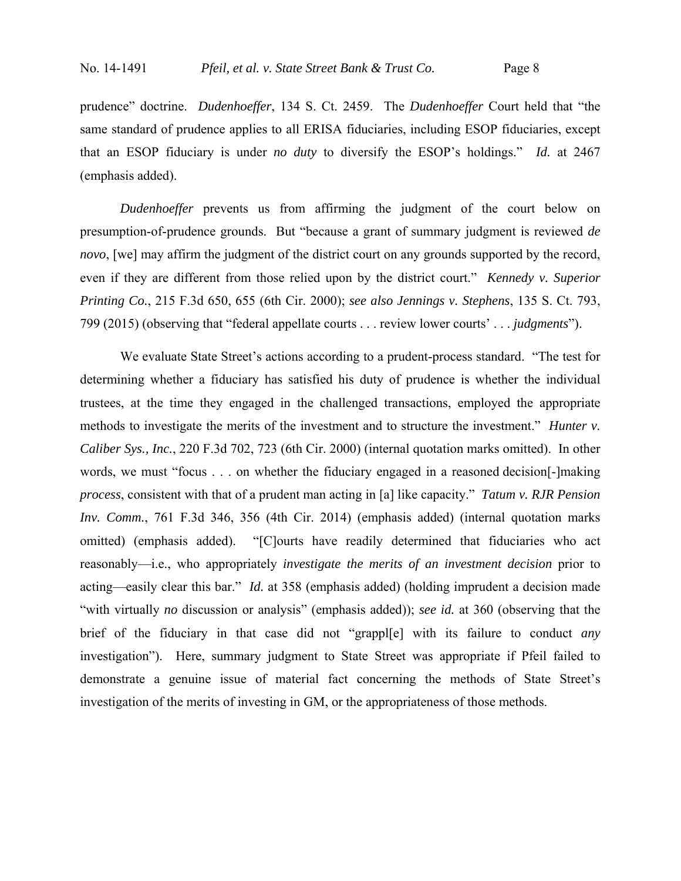prudence" doctrine. *Dudenhoeffer*, 134 S. Ct. 2459. The *Dudenhoeffer* Court held that "the same standard of prudence applies to all ERISA fiduciaries, including ESOP fiduciaries, except that an ESOP fiduciary is under *no duty* to diversify the ESOP's holdings." *Id.* at 2467 (emphasis added).

*Dudenhoeffer* prevents us from affirming the judgment of the court below on presumption-of-prudence grounds. But "because a grant of summary judgment is reviewed *de novo*, [we] may affirm the judgment of the district court on any grounds supported by the record, even if they are different from those relied upon by the district court." *Kennedy v. Superior Printing Co.*, 215 F.3d 650, 655 (6th Cir. 2000); *see also Jennings v. Stephens*, 135 S. Ct. 793, 799 (2015) (observing that "federal appellate courts . . . review lower courts' . . . *judgments*").

We evaluate State Street's actions according to a prudent-process standard. "The test for determining whether a fiduciary has satisfied his duty of prudence is whether the individual trustees, at the time they engaged in the challenged transactions, employed the appropriate methods to investigate the merits of the investment and to structure the investment." *Hunter v. Caliber Sys., Inc.*, 220 F.3d 702, 723 (6th Cir. 2000) (internal quotation marks omitted). In other words, we must "focus . . . on whether the fiduciary engaged in a reasoned decision[-]making *process*, consistent with that of a prudent man acting in [a] like capacity." *Tatum v. RJR Pension Inv. Comm.*, 761 F.3d 346, 356 (4th Cir. 2014) (emphasis added) (internal quotation marks omitted) (emphasis added). "[C]ourts have readily determined that fiduciaries who act reasonably—i.e., who appropriately *investigate the merits of an investment decision* prior to acting—easily clear this bar." *Id.* at 358 (emphasis added) (holding imprudent a decision made "with virtually *no* discussion or analysis" (emphasis added)); *see id.* at 360 (observing that the brief of the fiduciary in that case did not "grappl[e] with its failure to conduct *any* investigation"). Here, summary judgment to State Street was appropriate if Pfeil failed to demonstrate a genuine issue of material fact concerning the methods of State Street's investigation of the merits of investing in GM, or the appropriateness of those methods.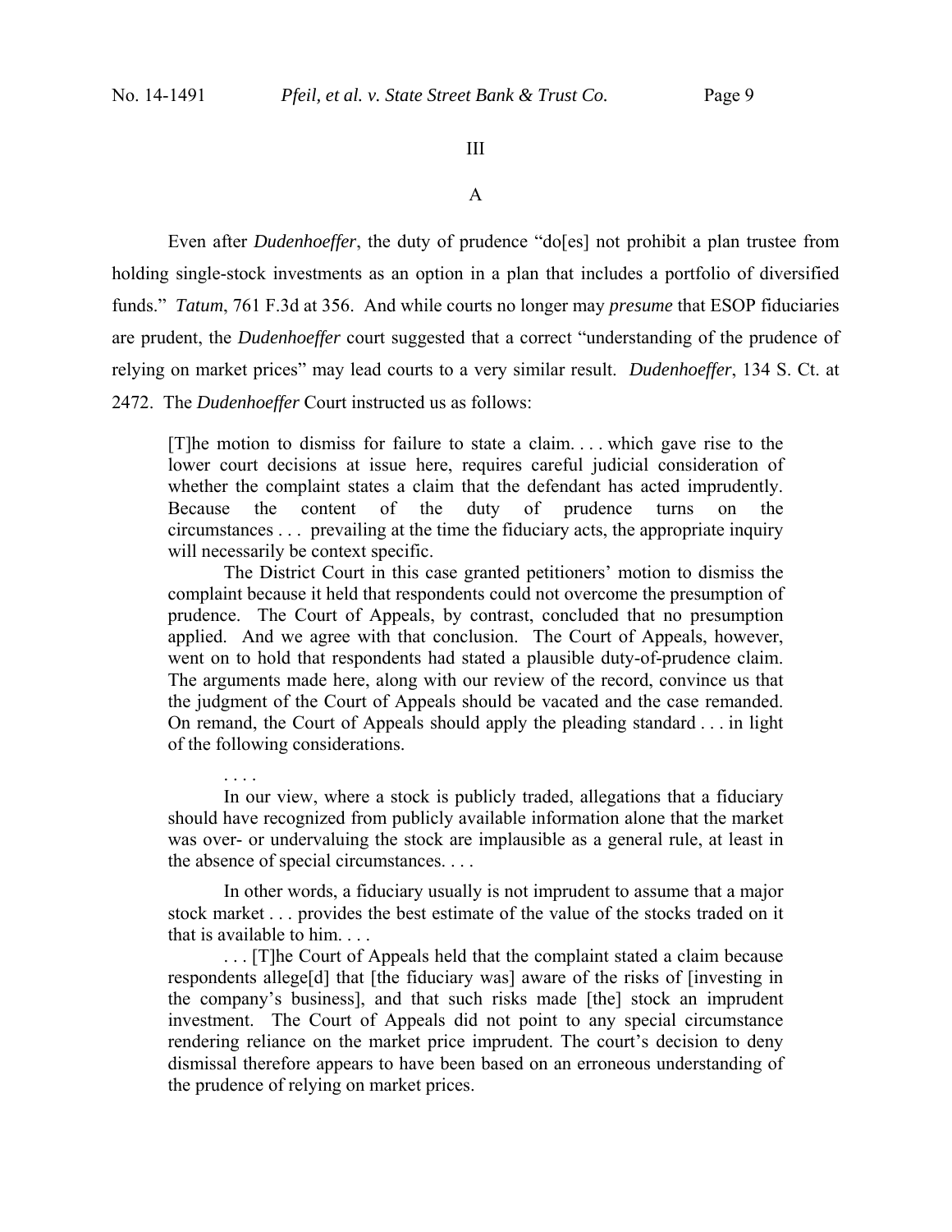## III

### A

Even after *Dudenhoeffer*, the duty of prudence "do[es] not prohibit a plan trustee from holding single-stock investments as an option in a plan that includes a portfolio of diversified funds." *Tatum*, 761 F.3d at 356. And while courts no longer may *presume* that ESOP fiduciaries are prudent, the *Dudenhoeffer* court suggested that a correct "understanding of the prudence of relying on market prices" may lead courts to a very similar result. *Dudenhoeffer*, 134 S. Ct. at 2472. The *Dudenhoeffer* Court instructed us as follows:

> [T]he motion to dismiss for failure to state a claim. . . . which gave rise to the lower court decisions at issue here, requires careful judicial consideration of whether the complaint states a claim that the defendant has acted imprudently. Because the content of the duty of prudence turns on the circumstances . . . prevailing at the time the fiduciary acts, the appropriate inquiry will necessarily be context specific.
>
> The District Court in this case granted petitioners' motion to dismiss the complaint because it held that respondents could not overcome the presumption of prudence. The Court of Appeals, by contrast, concluded that no presumption applied. And we agree with that conclusion. The Court of Appeals, however, went on to hold that respondents had stated a plausible duty-of-prudence claim. The arguments made here, along with our review of the record, convince us that the judgment of the Court of Appeals should be vacated and the case remanded. On remand, the Court of Appeals should apply the pleading standard . . . in light of the following considerations.
>
> . . . .
>
> In our view, where a stock is publicly traded, allegations that a fiduciary should have recognized from publicly available information alone that the market was over- or undervaluing the stock are implausible as a general rule, at least in the absence of special circumstances. . . .
>
> In other words, a fiduciary usually is not imprudent to assume that a major stock market . . . provides the best estimate of the value of the stocks traded on it that is available to him. . . .
>
> . . . [T]he Court of Appeals held that the complaint stated a claim because respondents allege[d] that [the fiduciary was] aware of the risks of [investing in the company's business], and that such risks made [the] stock an imprudent investment. The Court of Appeals did not point to any special circumstance rendering reliance on the market price imprudent. The court's decision to deny dismissal therefore appears to have been based on an erroneous understanding of the prudence of relying on market prices.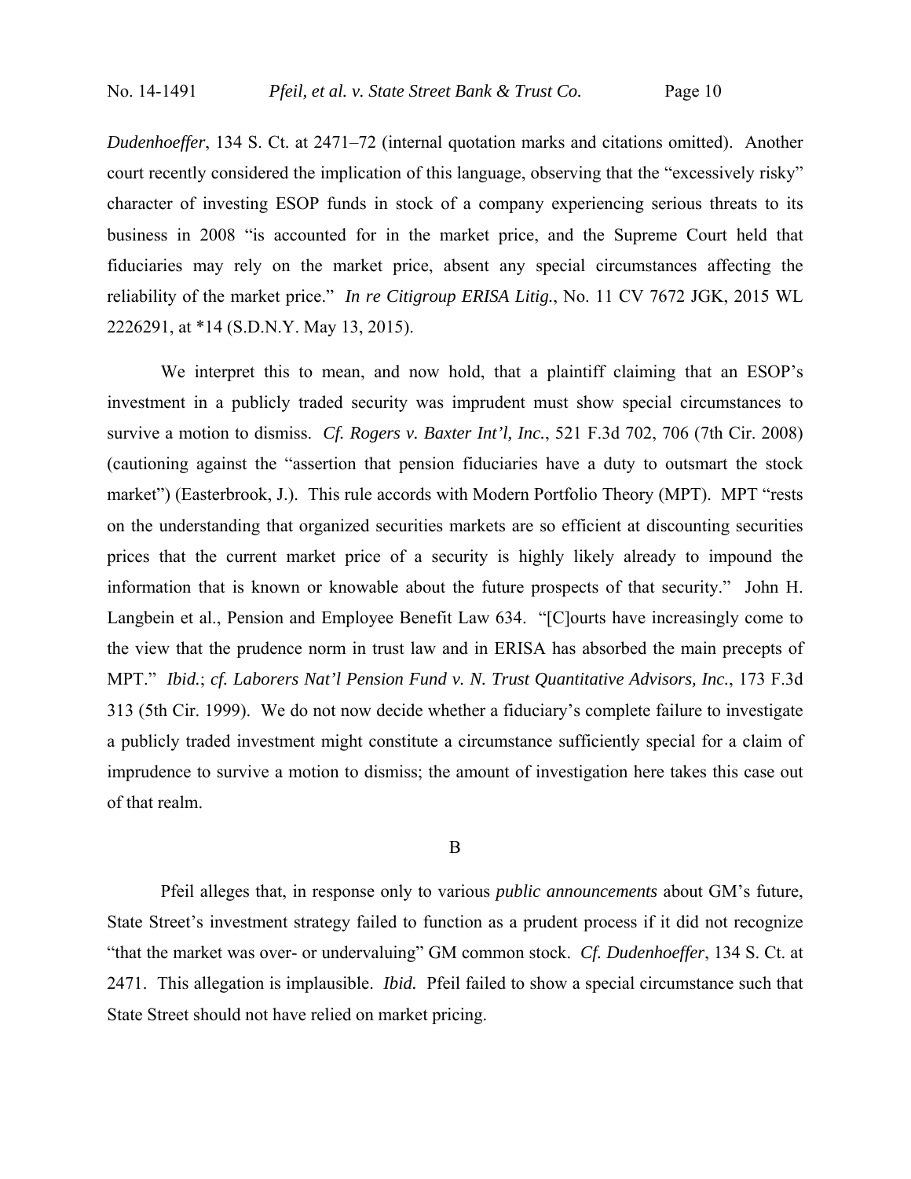*Dudenhoeffer*, 134 S. Ct. at 2471–72 (internal quotation marks and citations omitted). Another court recently considered the implication of this language, observing that the "excessively risky" character of investing ESOP funds in stock of a company experiencing serious threats to its business in 2008 "is accounted for in the market price, and the Supreme Court held that fiduciaries may rely on the market price, absent any special circumstances affecting the reliability of the market price." *In re Citigroup ERISA Litig.*, No. 11 CV 7672 JGK, 2015 WL 2226291, at *14 (S.D.N.Y. May 13, 2015).

We interpret this to mean, and now hold, that a plaintiff claiming that an ESOP's investment in a publicly traded security was imprudent must show special circumstances to survive a motion to dismiss. *Cf. Rogers v. Baxter Int'l, Inc.*, 521 F.3d 702, 706 (7th Cir. 2008) (cautioning against the "assertion that pension fiduciaries have a duty to outsmart the stock market") (Easterbrook, J.). This rule accords with Modern Portfolio Theory (MPT). MPT "rests on the understanding that organized securities markets are so efficient at discounting securities prices that the current market price of a security is highly likely already to impound the information that is known or knowable about the future prospects of that security." John H. Langbein et al., Pension and Employee Benefit Law 634. "[C]ourts have increasingly come to the view that the prudence norm in trust law and in ERISA has absorbed the main precepts of MPT." *Ibid.*; *cf. Laborers Nat'l Pension Fund v. N. Trust Quantitative Advisors, Inc.*, 173 F.3d 313 (5th Cir. 1999). We do not now decide whether a fiduciary's complete failure to investigate a publicly traded investment might constitute a circumstance sufficiently special for a claim of imprudence to survive a motion to dismiss; the amount of investigation here takes this case out of that realm.

### B

Pfeil alleges that, in response only to various *public announcements* about GM's future, State Street's investment strategy failed to function as a prudent process if it did not recognize "that the market was over- or undervaluing" GM common stock. *Cf. Dudenhoeffer*, 134 S. Ct. at 2471. This allegation is implausible. *Ibid.* Pfeil failed to show a special circumstance such that State Street should not have relied on market pricing.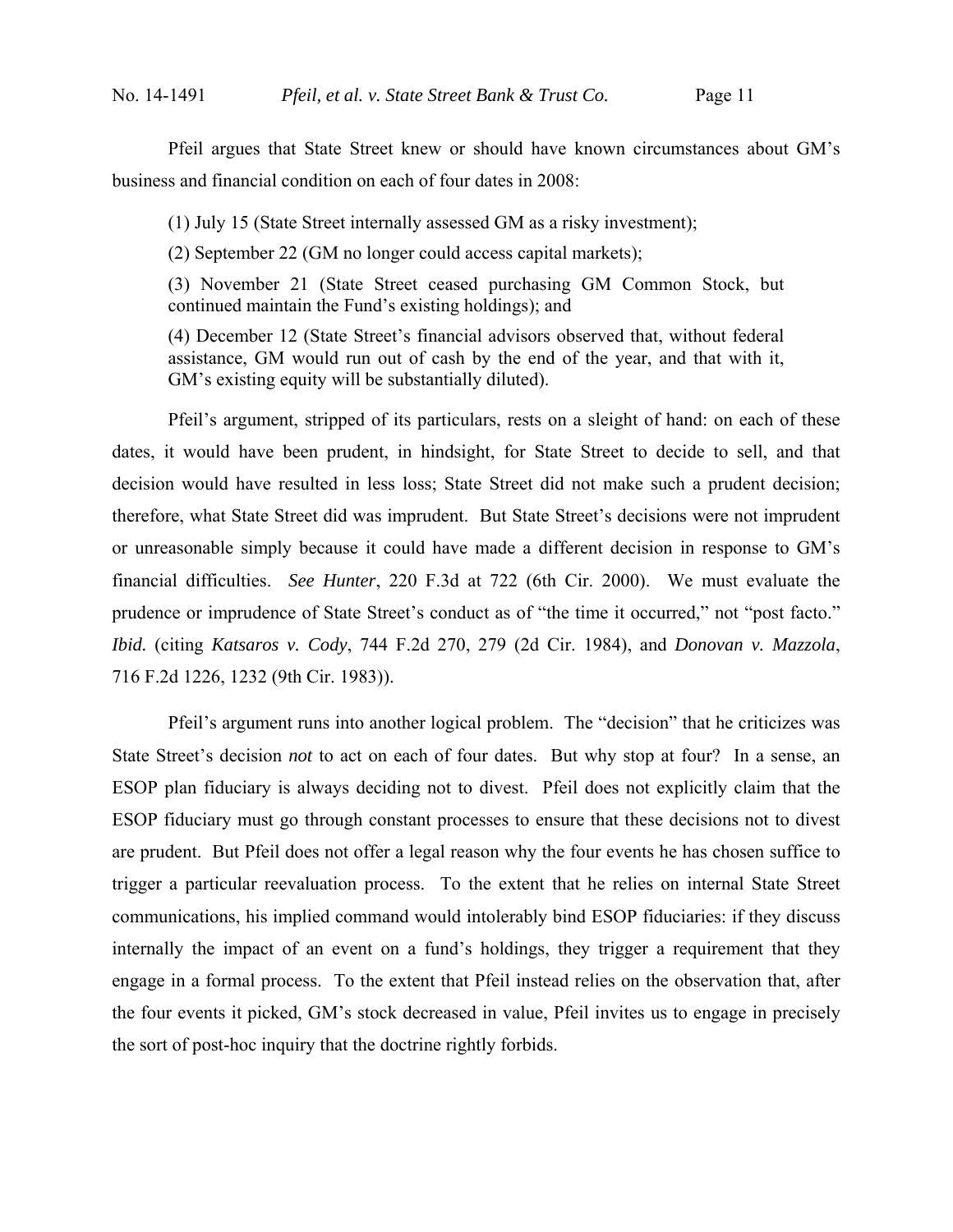Pfeil argues that State Street knew or should have known circumstances about GM's business and financial condition on each of four dates in 2008:

> (1) July 15 (State Street internally assessed GM as a risky investment);
>
> (2) September 22 (GM no longer could access capital markets);
>
> (3) November 21 (State Street ceased purchasing GM Common Stock, but continued maintain the Fund's existing holdings); and
>
> (4) December 12 (State Street's financial advisors observed that, without federal assistance, GM would run out of cash by the end of the year, and that with it, GM's existing equity will be substantially diluted).

Pfeil's argument, stripped of its particulars, rests on a sleight of hand: on each of these dates, it would have been prudent, in hindsight, for State Street to decide to sell, and that decision would have resulted in less loss; State Street did not make such a prudent decision; therefore, what State Street did was imprudent. But State Street's decisions were not imprudent or unreasonable simply because it could have made a different decision in response to GM's financial difficulties. *See Hunter*, 220 F.3d at 722 (6th Cir. 2000). We must evaluate the prudence or imprudence of State Street's conduct as of "the time it occurred," not "post facto." *Ibid.* (citing *Katsaros v. Cody*, 744 F.2d 270, 279 (2d Cir. 1984), and *Donovan v. Mazzola*, 716 F.2d 1226, 1232 (9th Cir. 1983)).

Pfeil's argument runs into another logical problem. The "decision" that he criticizes was State Street's decision *not* to act on each of four dates. But why stop at four? In a sense, an ESOP plan fiduciary is always deciding not to divest. Pfeil does not explicitly claim that the ESOP fiduciary must go through constant processes to ensure that these decisions not to divest are prudent. But Pfeil does not offer a legal reason why the four events he has chosen suffice to trigger a particular reevaluation process. To the extent that he relies on internal State Street communications, his implied command would intolerably bind ESOP fiduciaries: if they discuss internally the impact of an event on a fund's holdings, they trigger a requirement that they engage in a formal process. To the extent that Pfeil instead relies on the observation that, after the four events it picked, GM's stock decreased in value, Pfeil invites us to engage in precisely the sort of post-hoc inquiry that the doctrine rightly forbids.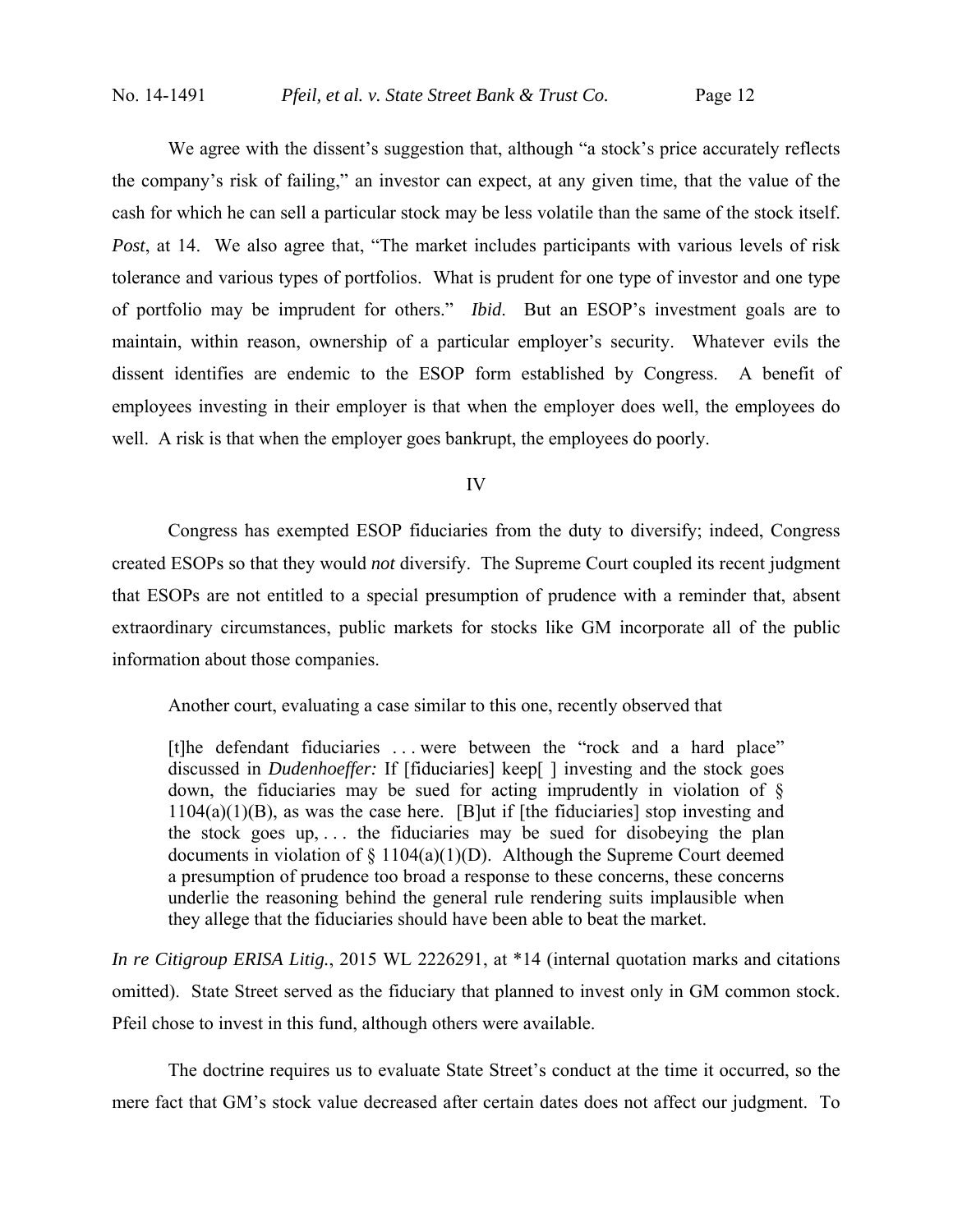We agree with the dissent's suggestion that, although "a stock's price accurately reflects the company's risk of failing," an investor can expect, at any given time, that the value of the cash for which he can sell a particular stock may be less volatile than the same of the stock itself. *Post*, at 14. We also agree that, "The market includes participants with various levels of risk tolerance and various types of portfolios. What is prudent for one type of investor and one type of portfolio may be imprudent for others." *Ibid*. But an ESOP's investment goals are to maintain, within reason, ownership of a particular employer's security. Whatever evils the dissent identifies are endemic to the ESOP form established by Congress. A benefit of employees investing in their employer is that when the employer does well, the employees do well. A risk is that when the employer goes bankrupt, the employees do poorly.

## IV

Congress has exempted ESOP fiduciaries from the duty to diversify; indeed, Congress created ESOPs so that they would *not* diversify. The Supreme Court coupled its recent judgment that ESOPs are not entitled to a special presumption of prudence with a reminder that, absent extraordinary circumstances, public markets for stocks like GM incorporate all of the public information about those companies.

Another court, evaluating a case similar to this one, recently observed that

> [t]he defendant fiduciaries . . . were between the "rock and a hard place" discussed in *Dudenhoeffer:* If [fiduciaries] keep[ ] investing and the stock goes down, the fiduciaries may be sued for acting imprudently in violation of § 1104(a)(1)(B), as was the case here. [B]ut if [the fiduciaries] stop investing and the stock goes up, . . . the fiduciaries may be sued for disobeying the plan documents in violation of § 1104(a)(1)(D). Although the Supreme Court deemed a presumption of prudence too broad a response to these concerns, these concerns underlie the reasoning behind the general rule rendering suits implausible when they allege that the fiduciaries should have been able to beat the market.

*In re Citigroup ERISA Litig.*, 2015 WL 2226291, at *14 (internal quotation marks and citations omitted). State Street served as the fiduciary that planned to invest only in GM common stock. Pfeil chose to invest in this fund, although others were available.

The doctrine requires us to evaluate State Street's conduct at the time it occurred, so the mere fact that GM's stock value decreased after certain dates does not affect our judgment. To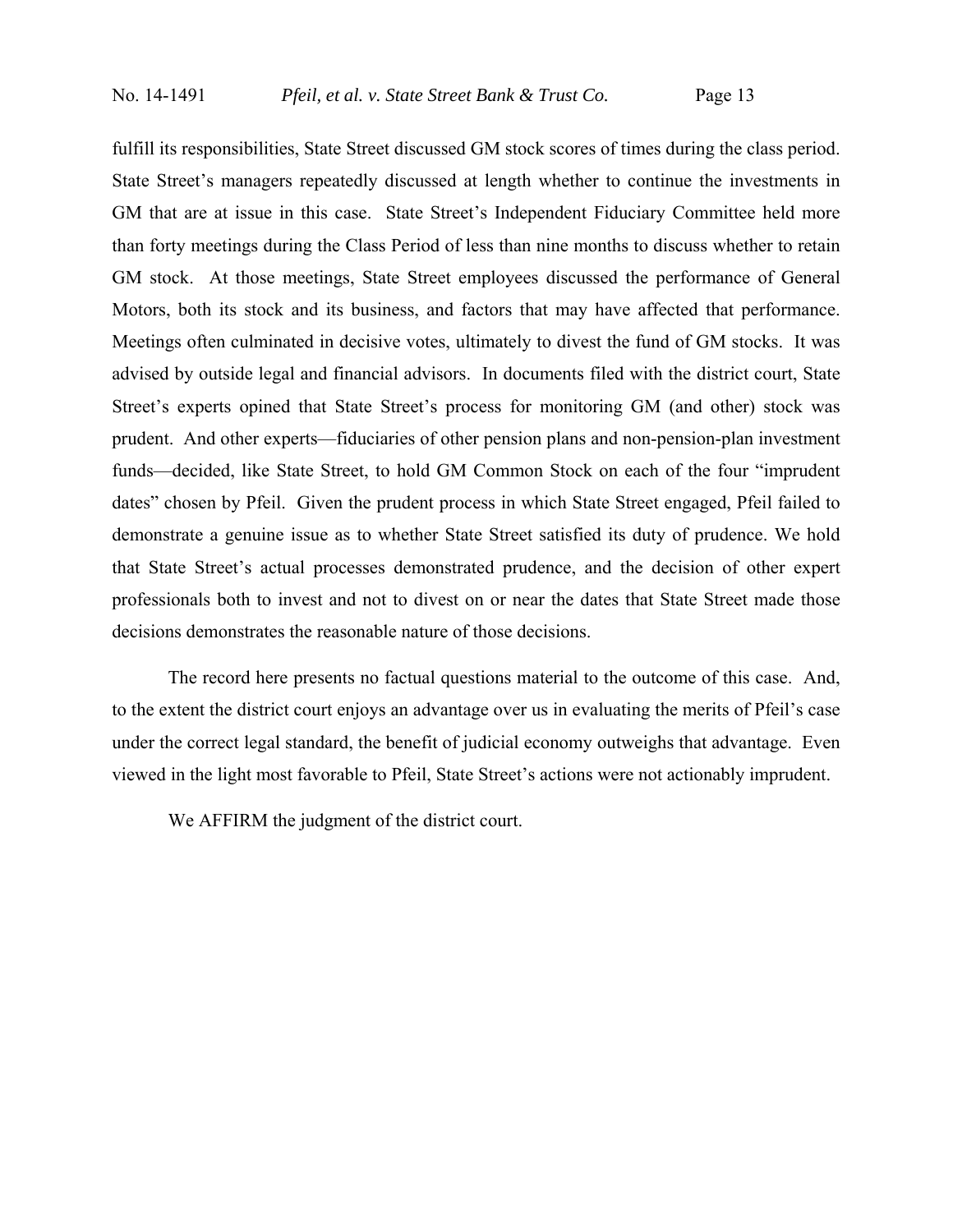fulfill its responsibilities, State Street discussed GM stock scores of times during the class period. State Street's managers repeatedly discussed at length whether to continue the investments in GM that are at issue in this case. State Street's Independent Fiduciary Committee held more than forty meetings during the Class Period of less than nine months to discuss whether to retain GM stock. At those meetings, State Street employees discussed the performance of General Motors, both its stock and its business, and factors that may have affected that performance. Meetings often culminated in decisive votes, ultimately to divest the fund of GM stocks. It was advised by outside legal and financial advisors. In documents filed with the district court, State Street's experts opined that State Street's process for monitoring GM (and other) stock was prudent. And other experts—fiduciaries of other pension plans and non-pension-plan investment funds—decided, like State Street, to hold GM Common Stock on each of the four "imprudent dates" chosen by Pfeil. Given the prudent process in which State Street engaged, Pfeil failed to demonstrate a genuine issue as to whether State Street satisfied its duty of prudence. We hold that State Street's actual processes demonstrated prudence, and the decision of other expert professionals both to invest and not to divest on or near the dates that State Street made those decisions demonstrates the reasonable nature of those decisions.

The record here presents no factual questions material to the outcome of this case. And, to the extent the district court enjoys an advantage over us in evaluating the merits of Pfeil's case under the correct legal standard, the benefit of judicial economy outweighs that advantage. Even viewed in the light most favorable to Pfeil, State Street's actions were not actionably imprudent.

We AFFIRM the judgment of the district court.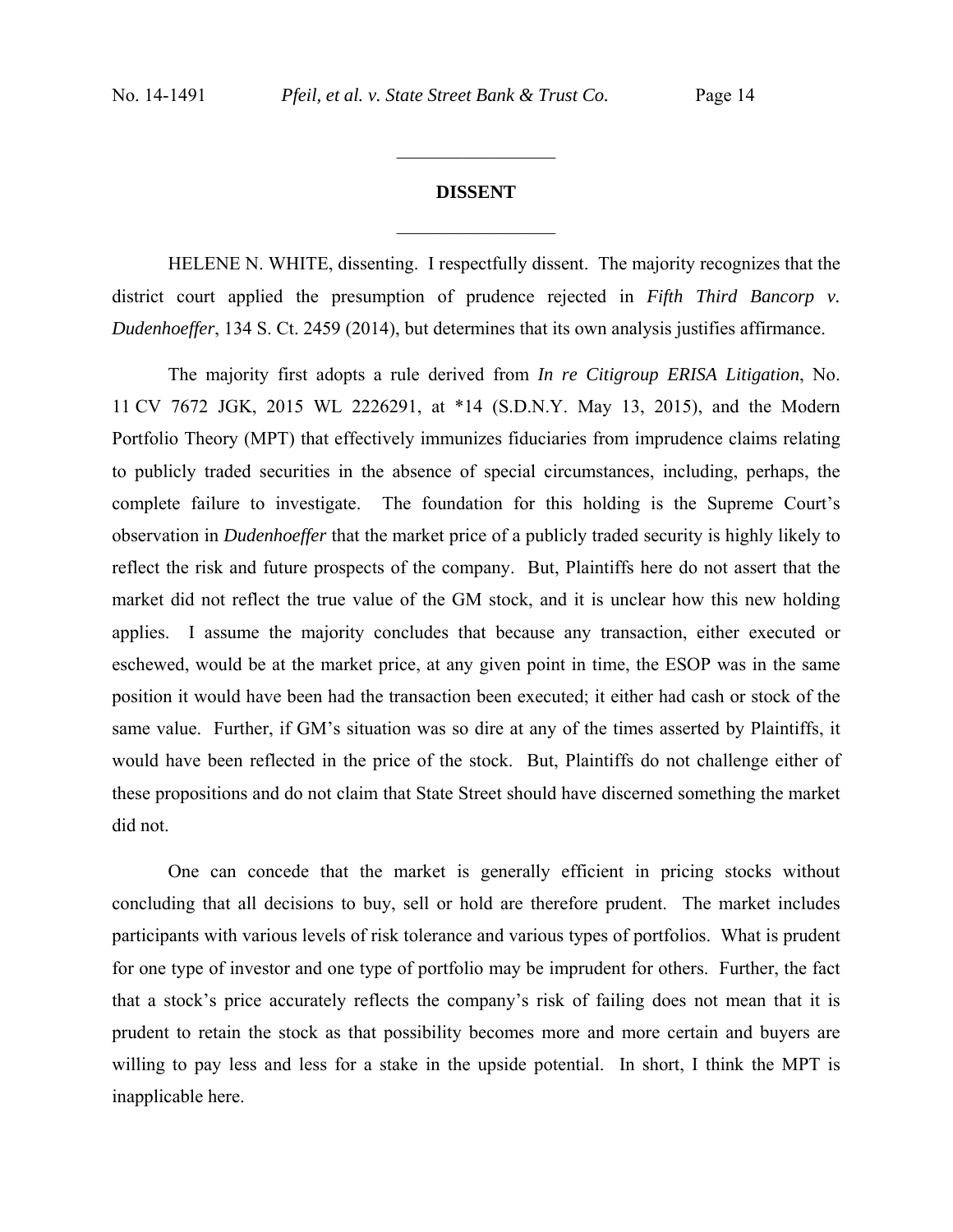## DISSENT

HELENE N. WHITE, dissenting. I respectfully dissent. The majority recognizes that the district court applied the presumption of prudence rejected in *Fifth Third Bancorp v. Dudenhoeffer*, 134 S. Ct. 2459 (2014), but determines that its own analysis justifies affirmance.

The majority first adopts a rule derived from *In re Citigroup ERISA Litigation*, No. 11 CV 7672 JGK, 2015 WL 2226291, at *14 (S.D.N.Y. May 13, 2015), and the Modern Portfolio Theory (MPT) that effectively immunizes fiduciaries from imprudence claims relating to publicly traded securities in the absence of special circumstances, including, perhaps, the complete failure to investigate. The foundation for this holding is the Supreme Court's observation in *Dudenhoeffer* that the market price of a publicly traded security is highly likely to reflect the risk and future prospects of the company. But, Plaintiffs here do not assert that the market did not reflect the true value of the GM stock, and it is unclear how this new holding applies. I assume the majority concludes that because any transaction, either executed or eschewed, would be at the market price, at any given point in time, the ESOP was in the same position it would have been had the transaction been executed; it either had cash or stock of the same value. Further, if GM's situation was so dire at any of the times asserted by Plaintiffs, it would have been reflected in the price of the stock. But, Plaintiffs do not challenge either of these propositions and do not claim that State Street should have discerned something the market did not.

One can concede that the market is generally efficient in pricing stocks without concluding that all decisions to buy, sell or hold are therefore prudent. The market includes participants with various levels of risk tolerance and various types of portfolios. What is prudent for one type of investor and one type of portfolio may be imprudent for others. Further, the fact that a stock's price accurately reflects the company's risk of failing does not mean that it is prudent to retain the stock as that possibility becomes more and more certain and buyers are willing to pay less and less for a stake in the upside potential. In short, I think the MPT is inapplicable here.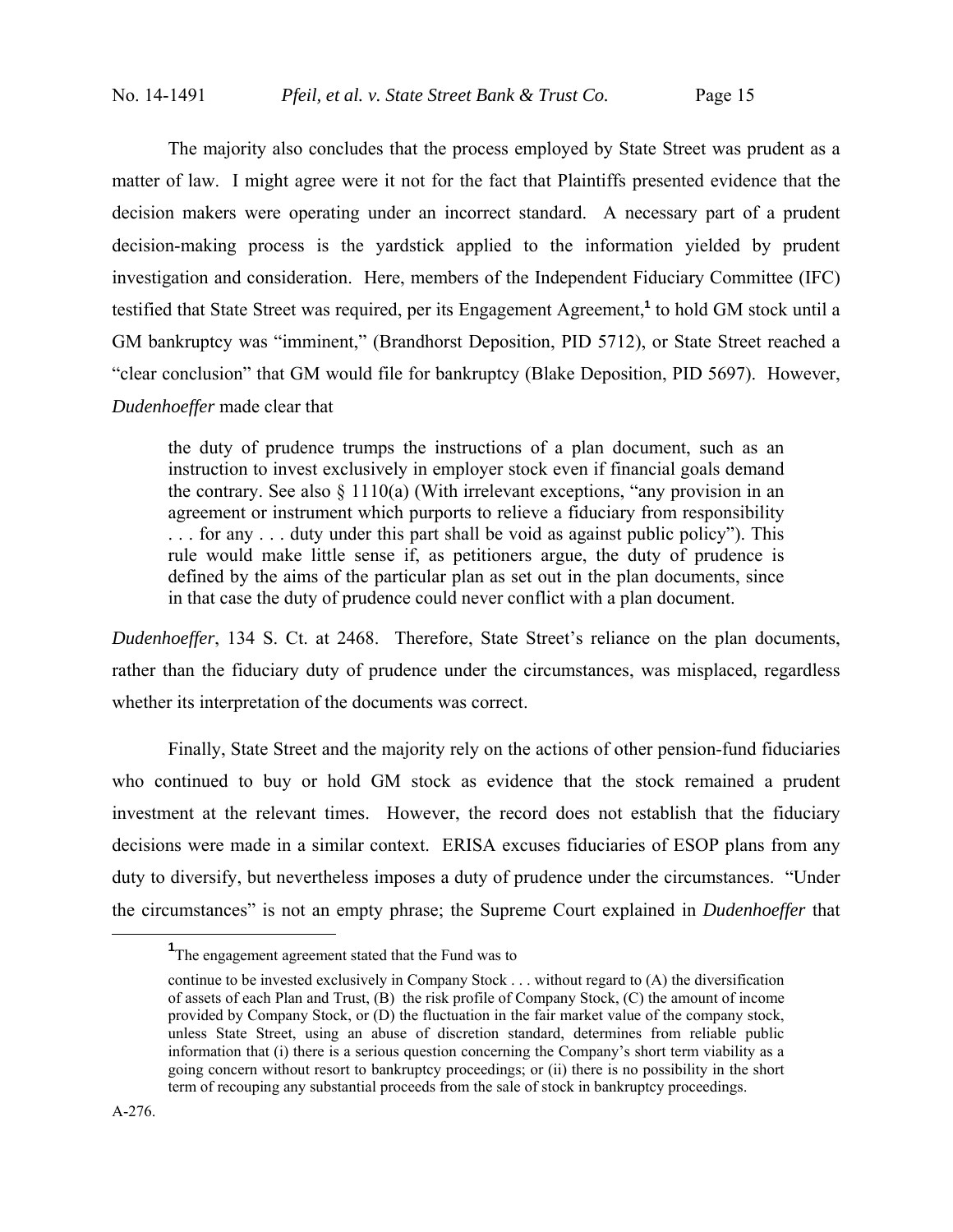The majority also concludes that the process employed by State Street was prudent as a matter of law. I might agree were it not for the fact that Plaintiffs presented evidence that the decision makers were operating under an incorrect standard. A necessary part of a prudent decision-making process is the yardstick applied to the information yielded by prudent investigation and consideration. Here, members of the Independent Fiduciary Committee (IFC) testified that State Street was required, per its Engagement Agreement,[1] to hold GM stock until a GM bankruptcy was "imminent," (Brandhorst Deposition, PID 5712), or State Street reached a "clear conclusion" that GM would file for bankruptcy (Blake Deposition, PID 5697). However, *Dudenhoeffer* made clear that

> the duty of prudence trumps the instructions of a plan document, such as an instruction to invest exclusively in employer stock even if financial goals demand the contrary. See also § 1110(a) (With irrelevant exceptions, "any provision in an agreement or instrument which purports to relieve a fiduciary from responsibility . . . for any . . . duty under this part shall be void as against public policy"). This rule would make little sense if, as petitioners argue, the duty of prudence is defined by the aims of the particular plan as set out in the plan documents, since in that case the duty of prudence could never conflict with a plan document.

*Dudenhoeffer*, 134 S. Ct. at 2468. Therefore, State Street's reliance on the plan documents, rather than the fiduciary duty of prudence under the circumstances, was misplaced, regardless whether its interpretation of the documents was correct.

Finally, State Street and the majority rely on the actions of other pension-fund fiduciaries who continued to buy or hold GM stock as evidence that the stock remained a prudent investment at the relevant times. However, the record does not establish that the fiduciary decisions were made in a similar context. ERISA excuses fiduciaries of ESOP plans from any duty to diversify, but nevertheless imposes a duty of prudence under the circumstances. "Under the circumstances" is not an empty phrase; the Supreme Court explained in *Dudenhoeffer* that

---

[1] The engagement agreement stated that the Fund was to

> continue to be invested exclusively in Company Stock . . . without regard to (A) the diversification of assets of each Plan and Trust, (B) the risk profile of Company Stock, (C) the amount of income provided by Company Stock, or (D) the fluctuation in the fair market value of the company stock, unless State Street, using an abuse of discretion standard, determines from reliable public information that (i) there is a serious question concerning the Company's short term viability as a going concern without resort to bankruptcy proceedings; or (ii) there is no possibility in the short term of recouping any substantial proceeds from the sale of stock in bankruptcy proceedings.

A-276.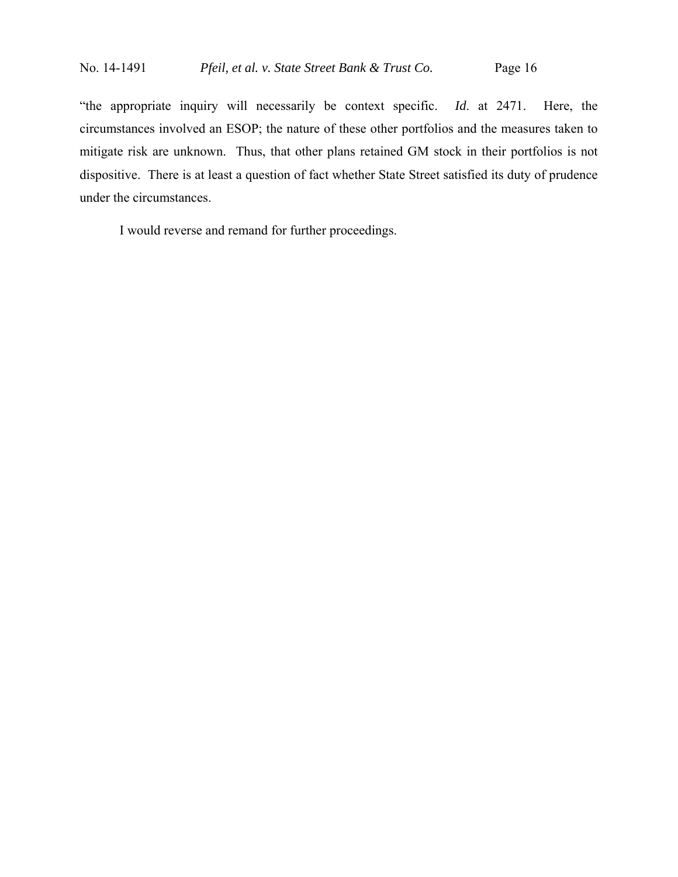"the appropriate inquiry will necessarily be context specific. *Id*. at 2471. Here, the circumstances involved an ESOP; the nature of these other portfolios and the measures taken to mitigate risk are unknown. Thus, that other plans retained GM stock in their portfolios is not dispositive. There is at least a question of fact whether State Street satisfied its duty of prudence under the circumstances.

I would reverse and remand for further proceedings.